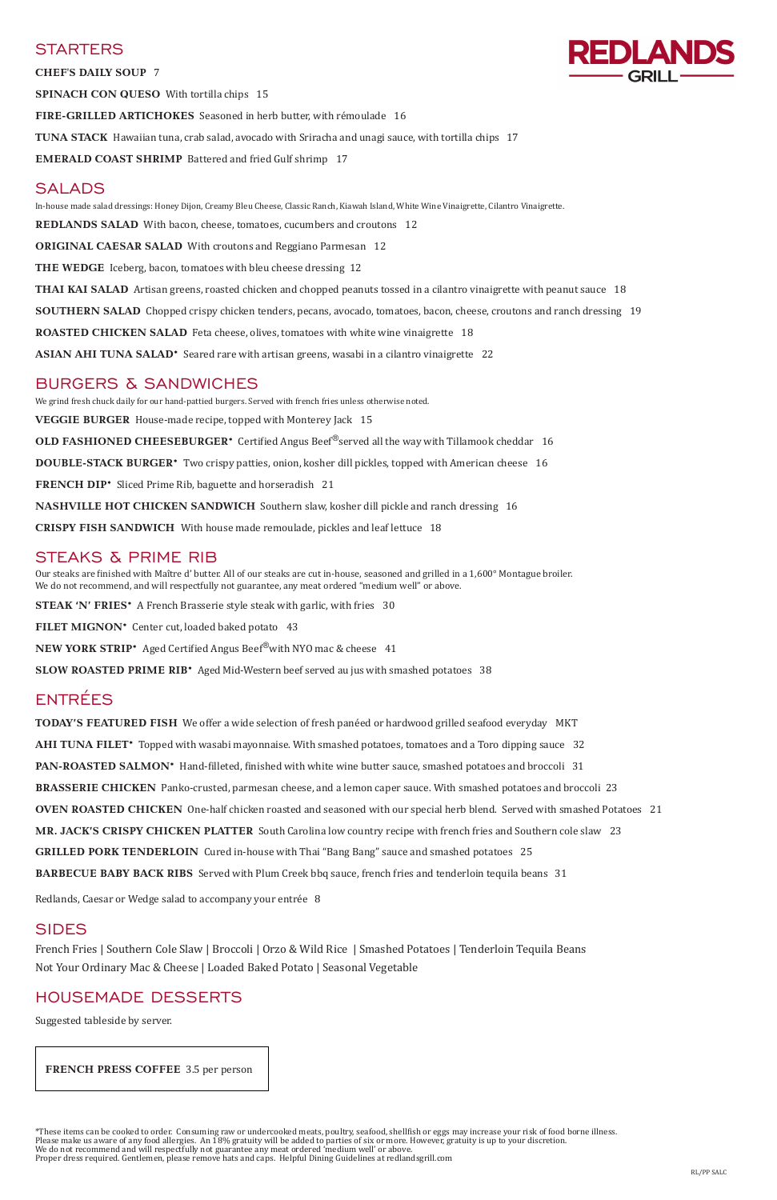# REDLANDS GRILL

## STARTERS

**CHEF'S DAILY SOUP** 7

**SPINACH CON QUESO** With tortilla chips 15

**FIRE-GRILLED ARTICHOKES** Seasoned in herb butter, with rémoulade 16

**TUNA STACK** Hawaiian tuna, crab salad, avocado with Sriracha and unagi sauce, with tortilla chips 17

**EMERALD COAST SHRIMP** Battered and fried Gulf shrimp 17

## SALADS

In-house made salad dressings: Honey Dijon, Creamy Bleu Cheese, Classic Ranch, Kiawah Island, White Wine Vinaigrette, Cilantro Vinaigrette.

**REDLANDS SALAD** With bacon, cheese, tomatoes, cucumbers and croutons 12

**ORIGINAL CAESAR SALAD** With croutons and Reggiano Parmesan 12

**THE WEDGE** Iceberg, bacon, tomatoes with bleu cheese dressing 12

**THAI KAI SALAD** Artisan greens, roasted chicken and chopped peanuts tossed in a cilantro vinaigrette with peanut sauce 18

**SOUTHERN SALAD** Chopped crispy chicken tenders, pecans, avocado, tomatoes, bacon, cheese, croutons and ranch dressing 19

**ROASTED CHICKEN SALAD** Feta cheese, olives, tomatoes with white wine vinaigrette 18

**ASIAN AHI TUNA SALAD*** Seared rare with artisan greens, wasabi in a cilantro vinaigrette 22

## BURGERS & SANDWICHES

We grind fresh chuck daily for our hand-pattied burgers. Served with french fries unless otherwise noted.

**VEGGIE BURGER** House-made recipe, topped with Monterey Jack 15

**OLD FASHIONED CHEESEBURGER*** Certified Angus Beef® served all the way with Tillamook cheddar 16

**DOUBLE-STACK BURGER*** Two crispy patties, onion, kosher dill pickles, topped with American cheese 16

**FRENCH DIP*** Sliced Prime Rib, baguette and horseradish 21

**NASHVILLE HOT CHICKEN SANDWICH** Southern slaw, kosher dill pickle and ranch dressing 16

**CRISPY FISH SANDWICH** With house made remoulade, pickles and leaf lettuce 18

## STEAKS & PRIME RIB

Our steaks are finished with Maître d' butter. All of our steaks are cut in-house, seasoned and grilled in a 1,600° Montague broiler.
We do not recommend, and will respectfully not guarantee, any meat ordered "medium well" or above.

**STEAK 'N' FRIES*** A French Brasserie style steak with garlic, with fries 30

**FILET MIGNON*** Center cut, loaded baked potato 43

**NEW YORK STRIP*** Aged Certified Angus Beef® with NYO mac & cheese 41

**SLOW ROASTED PRIME RIB*** Aged Mid-Western beef served au jus with smashed potatoes 38

## ENTRÉES

**TODAY'S FEATURED FISH** We offer a wide selection of fresh panéed or hardwood grilled seafood everyday MKT

**AHI TUNA FILET*** Topped with wasabi mayonnaise. With smashed potatoes, tomatoes and a Toro dipping sauce 32

**PAN-ROASTED SALMON*** Hand-filleted, finished with white wine butter sauce, smashed potatoes and broccoli 31

**BRASSERIE CHICKEN** Panko-crusted, parmesan cheese, and a lemon caper sauce. With smashed potatoes and broccoli 23

**OVEN ROASTED CHICKEN** One-half chicken roasted and seasoned with our special herb blend. Served with smashed Potatoes 21

**MR. JACK'S CRISPY CHICKEN PLATTER** South Carolina low country recipe with french fries and Southern cole slaw 23

**GRILLED PORK TENDERLOIN** Cured in-house with Thai "Bang Bang" sauce and smashed potatoes 25

**BARBECUE BABY BACK RIBS** Served with Plum Creek bbq sauce, french fries and tenderloin tequila beans 31

Redlands, Caesar or Wedge salad to accompany your entrée 8

## SIDES

French Fries | Southern Cole Slaw | Broccoli | Orzo & Wild Rice | Smashed Potatoes | Tenderloin Tequila Beans
Not Your Ordinary Mac & Cheese | Loaded Baked Potato | Seasonal Vegetable

## HOUSEMADE DESSERTS

Suggested tableside by server.

**FRENCH PRESS COFFEE** 3.5 per person

*These items can be cooked to order. Consuming raw or undercooked meats, poultry, seafood, shellfish or eggs may increase your risk of food borne illness.
Please make us aware of any food allergies. An 18% gratuity will be added to parties of six or more. However, gratuity is up to your discretion.
We do not recommend and will respectfully not guarantee any meat ordered 'medium well' or above.
Proper dress required. Gentlemen, please remove hats and caps. Helpful Dining Guidelines at redlandsgrill.com

RL/PP SALC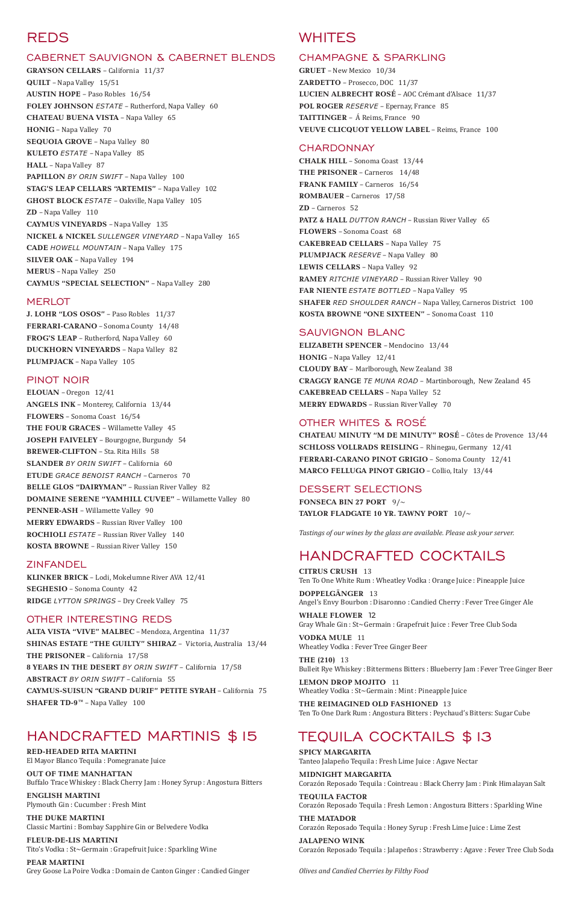# REDS

## CABERNET SAUVIGNON & CABERNET BLENDS

**GRAYSON CELLARS** – California 11/37
**QUILT** – Napa Valley 15/51
**AUSTIN HOPE** – Paso Robles 16/54
**FOLEY JOHNSON** *ESTATE* – Rutherford, Napa Valley 60
**CHATEAU BUENA VISTA** – Napa Valley 65
**HONIG** – Napa Valley 70
**SEQUOIA GROVE** – Napa Valley 80
**KULETO** *ESTATE* – Napa Valley 85
**HALL** – Napa Valley 87
**PAPILLON** *BY ORIN SWIFT* – Napa Valley 100
**STAG'S LEAP CELLARS "ARTEMIS"** – Napa Valley 102
**GHOST BLOCK** *ESTATE* – Oakville, Napa Valley 105
**ZD** – Napa Valley 110
**CAYMUS VINEYARDS** – Napa Valley 135
**NICKEL & NICKEL** *SULLENGER VINEYARD* – Napa Valley 165
**CADE** *HOWELL MOUNTAIN* – Napa Valley 175
**SILVER OAK** – Napa Valley 194
**MERUS** – Napa Valley 250
**CAYMUS "SPECIAL SELECTION"** – Napa Valley 280

## MERLOT

**J. LOHR "LOS OSOS"** – Paso Robles 11/37
**FERRARI-CARANO** – Sonoma County 14/48
**FROG'S LEAP** – Rutherford, Napa Valley 60
**DUCKHORN VINEYARDS** – Napa Valley 82
**PLUMPJACK** – Napa Valley 105

## PINOT NOIR

**ELOUAN** – Oregon 12/41
**ANGELS INK** – Monterey, California 13/44
**FLOWERS** – Sonoma Coast 16/54
**THE FOUR GRACES** – Willamette Valley 45
**JOSEPH FAIVELEY** – Bourgogne, Burgundy 54
**BREWER-CLIFTON** – Sta. Rita Hills 58
**SLANDER** *BY ORIN SWIFT* – California 60
**ETUDE** *GRACE BENOIST RANCH* – Carneros 70
**BELLE GLOS "DAIRYMAN"** – Russian River Valley 82
**DOMAINE SERENE "YAMHILL CUVEE"** – Willamette Valley 80
**PENNER-ASH** – Willamette Valley 90
**MERRY EDWARDS** – Russian River Valley 100
**ROCHIOLI** *ESTATE* – Russian River Valley 140
**KOSTA BROWNE** – Russian River Valley 150

## ZINFANDEL

**KLINKER BRICK** – Lodi, Mokelumne River AVA 12/41
**SEGHESIO** – Sonoma County 42
**RIDGE** *LYTTON SPRINGS* – Dry Creek Valley 75

## OTHER INTERESTING REDS

**ALTA VISTA "VIVE" MALBEC** – Mendoza, Argentina 11/37
**SHINAS ESTATE "THE GUILTY" SHIRAZ** – Victoria, Australia 13/44
**THE PRISONER** – California 17/58
**8 YEARS IN THE DESERT** *BY ORIN SWIFT* – California 17/58
**ABSTRACT** *BY ORIN SWIFT* – California 55
**CAYMUS-SUISUN "GRAND DURIF" PETITE SYRAH** – California 75
**SHAFER TD-9™** – Napa Valley 100

# HANDCRAFTED MARTINIS $15

**RED-HEADED RITA MARTINI**
El Mayor Blanco Tequila : Pomegranate Juice

**OUT OF TIME MANHATTAN**
Buffalo Trace Whiskey : Black Cherry Jam : Honey Syrup : Angostura Bitters

**ENGLISH MARTINI**
Plymouth Gin : Cucumber : Fresh Mint

**THE DUKE MARTINI**
Classic Martini : Bombay Sapphire Gin or Belvedere Vodka

**FLEUR-DE-LIS MARTINI**
Tito's Vodka : St~Germain : Grapefruit Juice : Sparkling Wine

**PEAR MARTINI**
Grey Goose La Poire Vodka : Domain de Canton Ginger : Candied Ginger

# WHITES

## CHAMPAGNE & SPARKLING

**GRUET** – New Mexico 10/34
**ZARDETTO** – Prosecco, DOC 11/37
**LUCIEN ALBRECHT ROSÉ** – AOC Crémant d'Alsace 11/37
**POL ROGER** *RESERVE* – Epernay, France 85
**TAITTINGER** – Á Reims, France 90
**VEUVE CLICQUOT YELLOW LABEL** – Reims, France 100

## CHARDONNAY

**CHALK HILL** – Sonoma Coast 13/44
**THE PRISONER** – Carneros 14/48
**FRANK FAMILY** – Carneros 16/54
**ROMBAUER** – Carneros 17/58
**ZD** – Carneros 52
**PATZ & HALL** *DUTTON RANCH* – Russian River Valley 65
**FLOWERS** – Sonoma Coast 68
**CAKEBREAD CELLARS** – Napa Valley 75
**PLUMPJACK** *RESERVE* – Napa Valley 80
**LEWIS CELLARS** – Napa Valley 92
**RAMEY** *RITCHIE VINEYARD* – Russian River Valley 90
**FAR NIENTE** *ESTATE BOTTLED* – Napa Valley 95
**SHAFER** *RED SHOULDER RANCH* – Napa Valley, Carneros District 100
**KOSTA BROWNE "ONE SIXTEEN"** – Sonoma Coast 110

## SAUVIGNON BLANC

**ELIZABETH SPENCER** – Mendocino 13/44
**HONIG** – Napa Valley 12/41
**CLOUDY BAY** – Marlborough, New Zealand 38
**CRAGGY RANGE** *TE MUNA ROAD* – Martinborough, New Zealand 45
**CAKEBREAD CELLARS** – Napa Valley 52
**MERRY EDWARDS** – Russian River Valley 70

## OTHER WHITES & ROSÉ

**CHATEAU MINUTY "M DE MINUTY" ROSÉ** – Côtes de Provence 13/44
**SCHLOSS VOLLRADS REISLING** – Rhinegau, Germany 12/41
**FERRARI-CARANO PINOT GRIGIO** – Sonoma County 12/41
**MARCO FELLUGA PINOT GRIGIO** – Collio, Italy 13/44

## DESSERT SELECTIONS

**FONSECA BIN 27 PORT** 9/~
**TAYLOR FLADGATE 10 YR. TAWNY PORT** 10/~

*Tastings of our wines by the glass are available. Please ask your server.*

# HANDCRAFTED COCKTAILS

**CITRUS CRUSH** 13
Ten To One White Rum : Wheatley Vodka : Orange Juice : Pineapple Juice

**DOPPELGÄNGER** 13
Angel's Envy Bourbon : Disaronno : Candied Cherry : Fever Tree Ginger Ale

**WHALE FLOWER** 12
Gray Whale Gin : St~Germain : Grapefruit Juice : Fever Tree Club Soda

**VODKA MULE** 11
Wheatley Vodka : Fever Tree Ginger Beer

**THE (210)** 13
Bulleit Rye Whiskey : Bittermens Bitters : Blueberry Jam : Fever Tree Ginger Beer

**LEMON DROP MOJITO** 11
Wheatley Vodka : St~Germain : Mint : Pineapple Juice

**THE REIMAGINED OLD FASHIONED** 13
Ten To One Dark Rum : Angostura Bitters : Peychaud's Bitters: Sugar Cube

# TEQUILA COCKTAILS $13

**SPICY MARGARITA**
Tanteo Jalapeño Tequila : Fresh Lime Juice : Agave Nectar

**MIDNIGHT MARGARITA**
Corazón Reposado Tequila : Cointreau : Black Cherry Jam : Pink Himalayan Salt

**TEQUILA FACTOR**
Corazón Reposado Tequila : Fresh Lemon : Angostura Bitters : Sparkling Wine

**THE MATADOR**
Corazón Reposado Tequila : Honey Syrup : Fresh Lime Juice : Lime Zest

**JALAPENO WINK**
Corazón Reposado Tequila : Jalapeños : Strawberry : Agave : Fever Tree Club Soda

*Olives and Candied Cherries by Filthy Food*